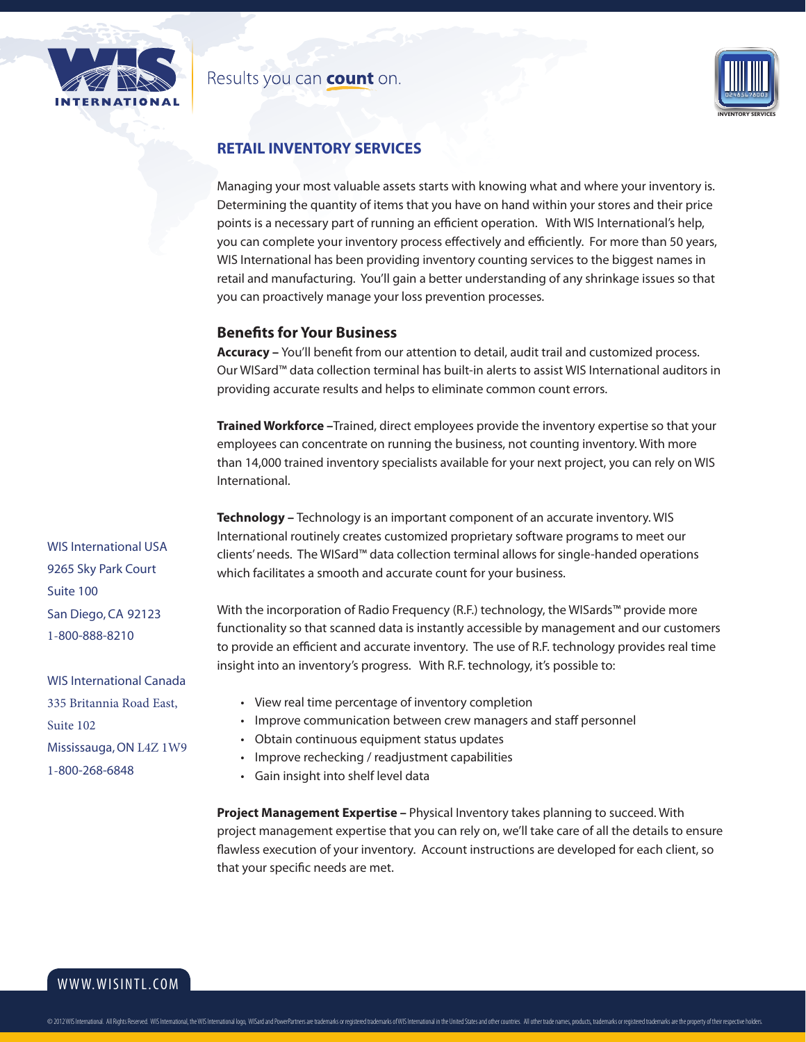Results you can **count** on.

## RETAIL INVENTORY SERVICES

Managing your most valuable assets starts with knowing what and where your inventory is. Determining the quantity of items that you have on hand within your stores and their price points is a necessary part of running an efficient operation. With WIS International's help, you can complete your inventory process effectively and efficiently. For more than 50 years, WIS International has been providing inventory counting services to the biggest names in retail and manufacturing. You'll gain a better understanding of any shrinkage issues so that you can proactively manage your loss prevention processes.

### Benefits for Your Business

**Accuracy –** You'll benefit from our attention to detail, audit trail and customized process. Our WISard™ data collection terminal has built-in alerts to assist WIS International auditors in providing accurate results and helps to eliminate common count errors.

**Trained Workforce –**Trained, direct employees provide the inventory expertise so that your employees can concentrate on running the business, not counting inventory. With more than 14,000 trained inventory specialists available for your next project, you can rely on WIS International.

**Technology –** Technology is an important component of an accurate inventory. WIS International routinely creates customized proprietary software programs to meet our clients' needs. The WISard™ data collection terminal allows for single-handed operations which facilitates a smooth and accurate count for your business.

With the incorporation of Radio Frequency (R.F.) technology, the WISards™ provide more functionality so that scanned data is instantly accessible by management and our customers to provide an efficient and accurate inventory. The use of R.F. technology provides real time insight into an inventory's progress. With R.F. technology, it's possible to:

- View real time percentage of inventory completion
- Improve communication between crew managers and staff personnel
- Obtain continuous equipment status updates
- Improve rechecking / readjustment capabilities
- Gain insight into shelf level data

**Project Management Expertise –** Physical Inventory takes planning to succeed. With project management expertise that you can rely on, we'll take care of all the details to ensure flawless execution of your inventory. Account instructions are developed for each client, so that your specific needs are met.

WIS International USA
9265 Sky Park Court
Suite 100
San Diego, CA 92123
1-800-888-8210

WIS International Canada
335 Britannia Road East,
Suite 102
Mississauga, ON L4Z 1W9
1-800-268-6848

WWW.WISINTL.COM

© 2012 WIS International. All Rights Reserved. WIS International, the WIS International logo, WISard and PowerPartners are trademarks or registered trademarks of WIS International in the United States and other countries. All other trade names, products, trademarks or registered trademarks are the property of their respective holders.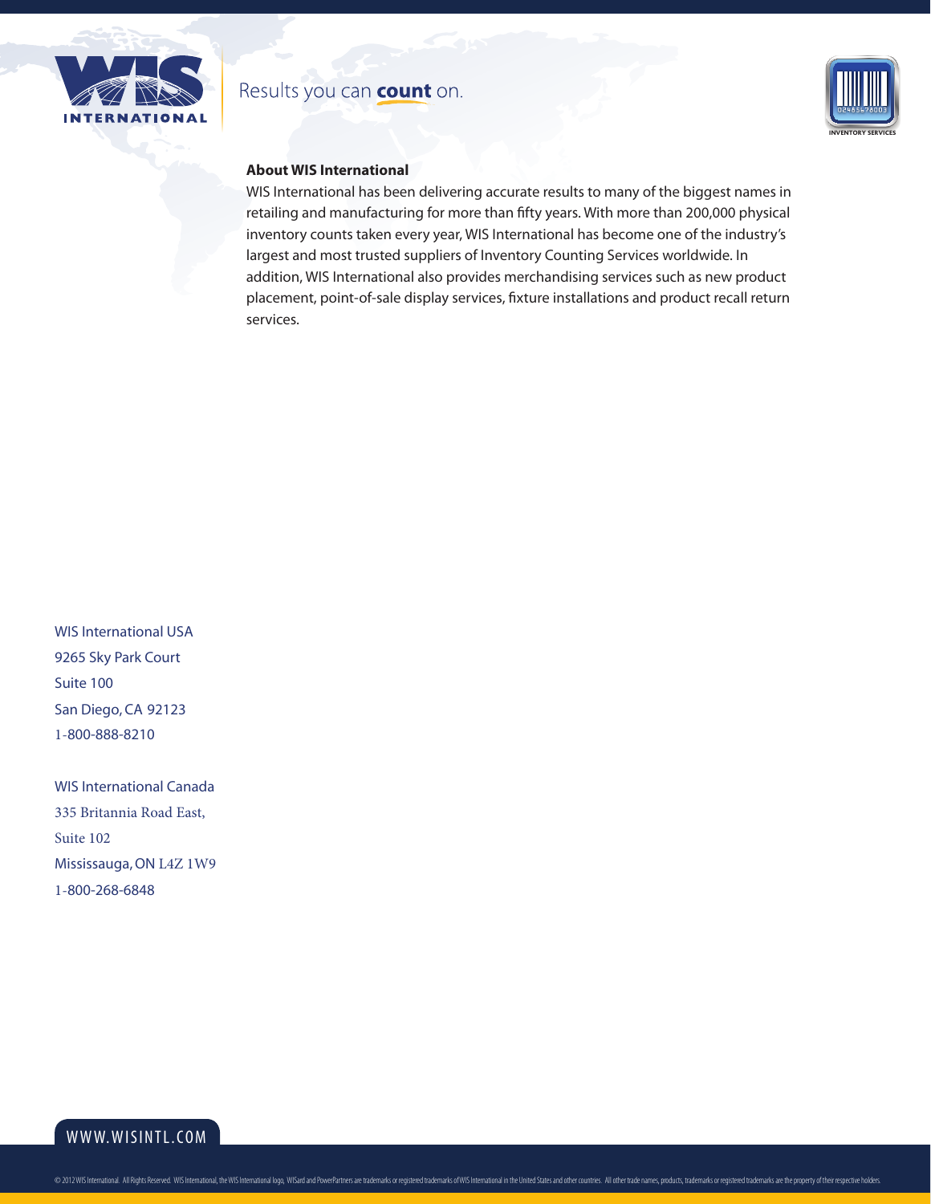Results you can **count** on.

INVENTORY SERVICES

**About WIS International**

WIS International has been delivering accurate results to many of the biggest names in retailing and manufacturing for more than fifty years. With more than 200,000 physical inventory counts taken every year, WIS International has become one of the industry's largest and most trusted suppliers of Inventory Counting Services worldwide. In addition, WIS International also provides merchandising services such as new product placement, point-of-sale display services, fixture installations and product recall return services.

WIS International USA
9265 Sky Park Court
Suite 100
San Diego, CA 92123
1-800-888-8210

WIS International Canada
335 Britannia Road East,
Suite 102
Mississauga, ON L4Z 1W9
1-800-268-6848

WWW.WISINTL.COM

© 2012 WIS International. All Rights Reserved. WIS International, the WIS International logo, WISard and PowerPartners are trademarks or registered trademarks of WIS International in the United States and other countries. All other trade names, products, trademarks or registered trademarks are the property of their respective holders.